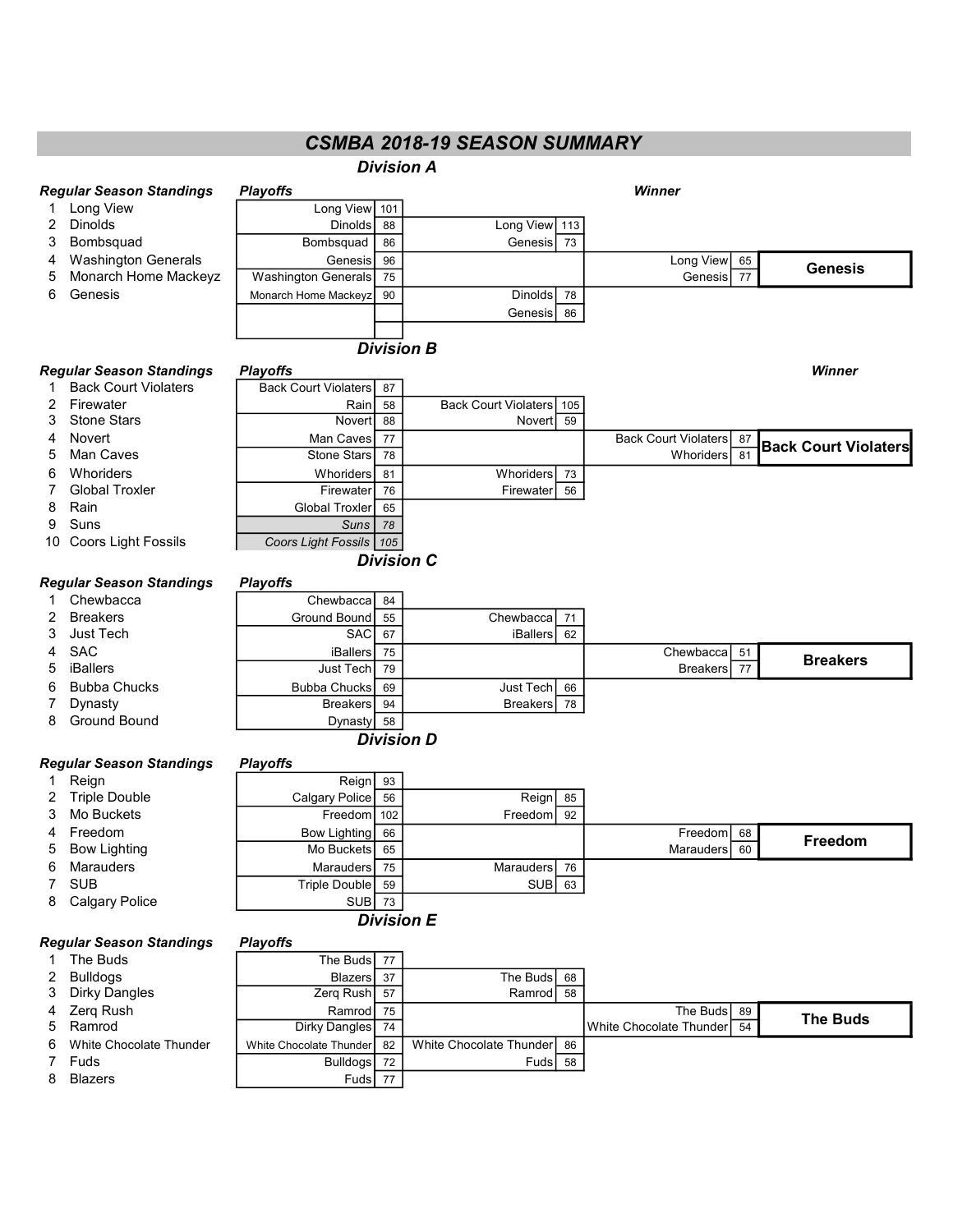# CSMBA 2018-19 SEASON SUMMARY

## Division A

**Regular Season Standings**

1. Long View
2. Dinolds
3. Bombsquad
4. Washington Generals
5. Monarch Home Mackeyz
6. Genesis

**Playoffs**

| Round 1 | Score | Semifinal | Score | Final | Score | Winner |
|---|---|---|---|---|---|---|
| Long View | 101 | | | | | |
| Dinolds | 88 | Long View | 113 | | | |
| Bombsquad | 86 | Genesis | 73 | | | |
| Genesis | 96 | | | Long View | 65 | **Genesis** |
| Washington Generals | 75 | | | Genesis | 77 | |
| Monarch Home Mackeyz | 90 | Dinolds | 78 | | | |
| | | Genesis | 86 | | | |

## Division B

**Regular Season Standings**

1. Back Court Violaters
2. Firewater
3. Stone Stars
4. Novert
5. Man Caves
6. Whoriders
7. Global Troxler
8. Rain
9. Suns
10. Coors Light Fossils

**Playoffs**

| Round 1 | Score | Semifinal | Score | Final | Score | Winner |
|---|---|---|---|---|---|---|
| Back Court Violaters | 87 | | | | | |
| Rain | 58 | Back Court Violaters | 105 | | | |
| Novert | 88 | Novert | 59 | | | |
| Man Caves | 77 | | | Back Court Violaters | 87 | **Back Court Violaters** |
| Stone Stars | 78 | | | Whoriders | 81 | |
| Whoriders | 81 | Whoriders | 73 | | | |
| Firewater | 76 | Firewater | 56 | | | |
| Global Troxler | 65 | | | | | |
| *Suns* | *78* | | | | | |
| *Coors Light Fossils* | *105* | | | | | |

## Division C

**Regular Season Standings**

1. Chewbacca
2. Breakers
3. Just Tech
4. SAC
5. iBallers
6. Bubba Chucks
7. Dynasty
8. Ground Bound

**Playoffs**

| Round 1 | Score | Semifinal | Score | Final | Score | Winner |
|---|---|---|---|---|---|---|
| Chewbacca | 84 | | | | | |
| Ground Bound | 55 | Chewbacca | 71 | | | |
| SAC | 67 | iBallers | 62 | | | |
| iBallers | 75 | | | Chewbacca | 51 | **Breakers** |
| Just Tech | 79 | | | Breakers | 77 | |
| Bubba Chucks | 69 | Just Tech | 66 | | | |
| Breakers | 94 | Breakers | 78 | | | |
| Dynasty | 58 | | | | | |

## Division D

**Regular Season Standings**

1. Reign
2. Triple Double
3. Mo Buckets
4. Freedom
5. Bow Lighting
6. Marauders
7. SUB
8. Calgary Police

**Playoffs**

| Round 1 | Score | Semifinal | Score | Final | Score | Winner |
|---|---|---|---|---|---|---|
| Reign | 93 | | | | | |
| Calgary Police | 56 | Reign | 85 | | | |
| Freedom | 102 | Freedom | 92 | | | |
| Bow Lighting | 66 | | | Freedom | 68 | **Freedom** |
| Mo Buckets | 65 | | | Marauders | 60 | |
| Marauders | 75 | Marauders | 76 | | | |
| Triple Double | 59 | SUB | 63 | | | |
| SUB | 73 | | | | | |

## Division E

**Regular Season Standings**

1. The Buds
2. Bulldogs
3. Dirky Dangles
4. Zerq Rush
5. Ramrod
6. White Chocolate Thunder
7. Fuds
8. Blazers

**Playoffs**

| Round 1 | Score | Semifinal | Score | Final | Score | Winner |
|---|---|---|---|---|---|---|
| The Buds | 77 | | | | | |
| Blazers | 37 | The Buds | 68 | | | |
| Zerq Rush | 57 | Ramrod | 58 | | | |
| Ramrod | 75 | | | The Buds | 89 | **The Buds** |
| Dirky Dangles | 74 | | | White Chocolate Thunder | 54 | |
| White Chocolate Thunder | 82 | White Chocolate Thunder | 86 | | | |
| Bulldogs | 72 | Fuds | 58 | | | |
| Fuds | 77 | | | | | |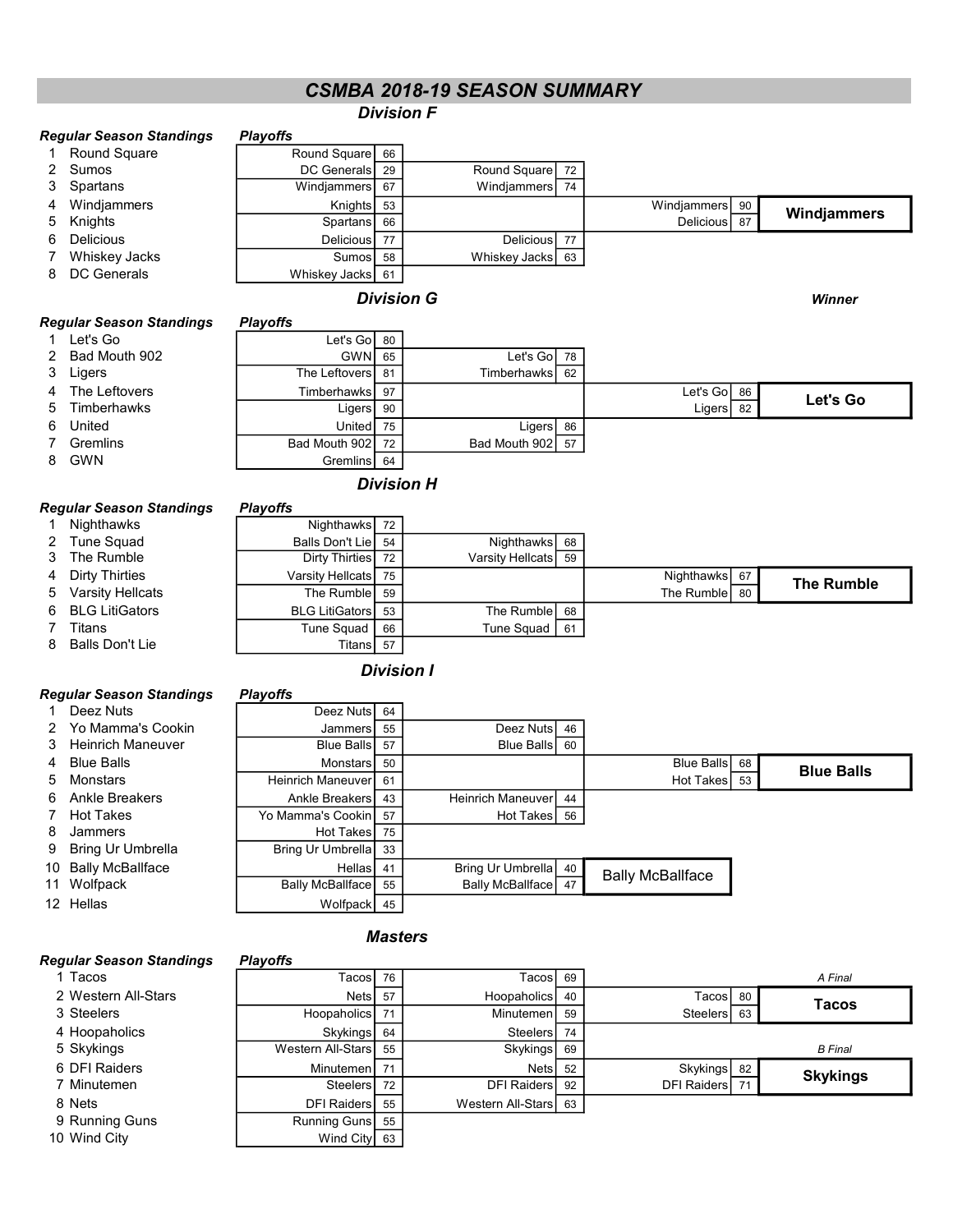# CSMBA 2018-19 SEASON SUMMARY

## Division F

**Regular Season Standings**

1. Round Square
2. Sumos
3. Spartans
4. Windjammers
5. Knights
6. Delicious
7. Whiskey Jacks
8. DC Generals

**Playoffs**

| Round 1 | | Round 2 | | Final | | Winner |
|---|---|---|---|---|---|---|
| Round Square | 66 | Round Square | 72 | Windjammers | 90 | **Windjammers** |
| DC Generals | 29 | Windjammers | 74 | Delicious | 87 | |
| Windjammers | 67 | Delicious | 77 | | | |
| Knights | 53 | Whiskey Jacks | 63 | | | |
| Spartans | 66 | | | | | |
| Delicious | 77 | | | | | |
| Sumos | 58 | | | | | |
| Whiskey Jacks | 61 | | | | | |

## Division G

**Regular Season Standings**

1. Let's Go
2. Bad Mouth 902
3. Ligers
4. The Leftovers
5. Timberhawks
6. United
7. Gremlins
8. GWN

**Playoffs**

| Round 1 | | Round 2 | | Final | | Winner |
|---|---|---|---|---|---|---|
| Let's Go | 80 | Let's Go | 78 | Let's Go | 86 | **Let's Go** |
| GWN | 65 | Timberhawks | 62 | Ligers | 82 | |
| The Leftovers | 81 | Ligers | 86 | | | |
| Timberhawks | 97 | Bad Mouth 902 | 57 | | | |
| Ligers | 90 | | | | | |
| United | 75 | | | | | |
| Bad Mouth 902 | 72 | | | | | |
| Gremlins | 64 | | | | | |

## Division H

**Regular Season Standings**

1. Nighthawks
2. Tune Squad
3. The Rumble
4. Dirty Thirties
5. Varsity Hellcats
6. BLG LitiGators
7. Titans
8. Balls Don't Lie

**Playoffs**

| Round 1 | | Round 2 | | Final | | Winner |
|---|---|---|---|---|---|---|
| Nighthawks | 72 | Nighthawks | 68 | Nighthawks | 67 | **The Rumble** |
| Balls Don't Lie | 54 | Varsity Hellcats | 59 | The Rumble | 80 | |
| Dirty Thirties | 72 | The Rumble | 68 | | | |
| Varsity Hellcats | 75 | Tune Squad | 61 | | | |
| The Rumble | 59 | | | | | |
| BLG LitiGators | 53 | | | | | |
| Tune Squad | 66 | | | | | |
| Titans | 57 | | | | | |

## Division I

**Regular Season Standings**

1. Deez Nuts
2. Yo Mamma's Cookin
3. Heinrich Maneuver
4. Blue Balls
5. Monstars
6. Ankle Breakers
7. Hot Takes
8. Jammers
9. Bring Ur Umbrella
10. Bally McBallface
11. Wolfpack
12. Hellas

**Playoffs**

| Round 1 | | Round 2 | | Final | | Winner |
|---|---|---|---|---|---|---|
| Deez Nuts | 64 | Deez Nuts | 46 | Blue Balls | 68 | **Blue Balls** |
| Jammers | 55 | Blue Balls | 60 | Hot Takes | 53 | |
| Blue Balls | 57 | Heinrich Maneuver | 44 | | | |
| Monstars | 50 | Hot Takes | 56 | | | |
| Heinrich Maneuver | 61 | | | | | |
| Ankle Breakers | 43 | | | | | |
| Yo Mamma's Cookin | 57 | | | | | |
| Hot Takes | 75 | | | | | |
| Bring Ur Umbrella | 33 | Bring Ur Umbrella | 40 | Bally McBallface | | |
| Hellas | 41 | Bally McBallface | 47 | | | |
| Bally McBallface | 55 | | | | | |
| Wolfpack | 45 | | | | | |

## Masters

**Regular Season Standings**

1. Tacos
2. Western All-Stars
3. Steelers
4. Hoopaholics
5. Skykings
6. DFI Raiders
7. Minutemen
8. Nets
9. Running Guns
10. Wind City

**Playoffs**

| Round 1 | | Round 2 | | Final | | Winner |
|---|---|---|---|---|---|---|
| Tacos | 76 | Tacos | 69 | *A Final* | | |
| Nets | 57 | Hoopaholics | 40 | Tacos | 80 | **Tacos** |
| Hoopaholics | 71 | Minutemen | 59 | Steelers | 63 | |
| Skykings | 64 | Steelers | 74 | | | |
| Western All-Stars | 55 | Skykings | 69 | *B Final* | | |
| Minutemen | 71 | Nets | 52 | Skykings | 82 | **Skykings** |
| Steelers | 72 | DFI Raiders | 92 | DFI Raiders | 71 | |
| DFI Raiders | 55 | Western All-Stars | 63 | | | |
| Running Guns | 55 | | | | | |
| Wind City | 63 | | | | | |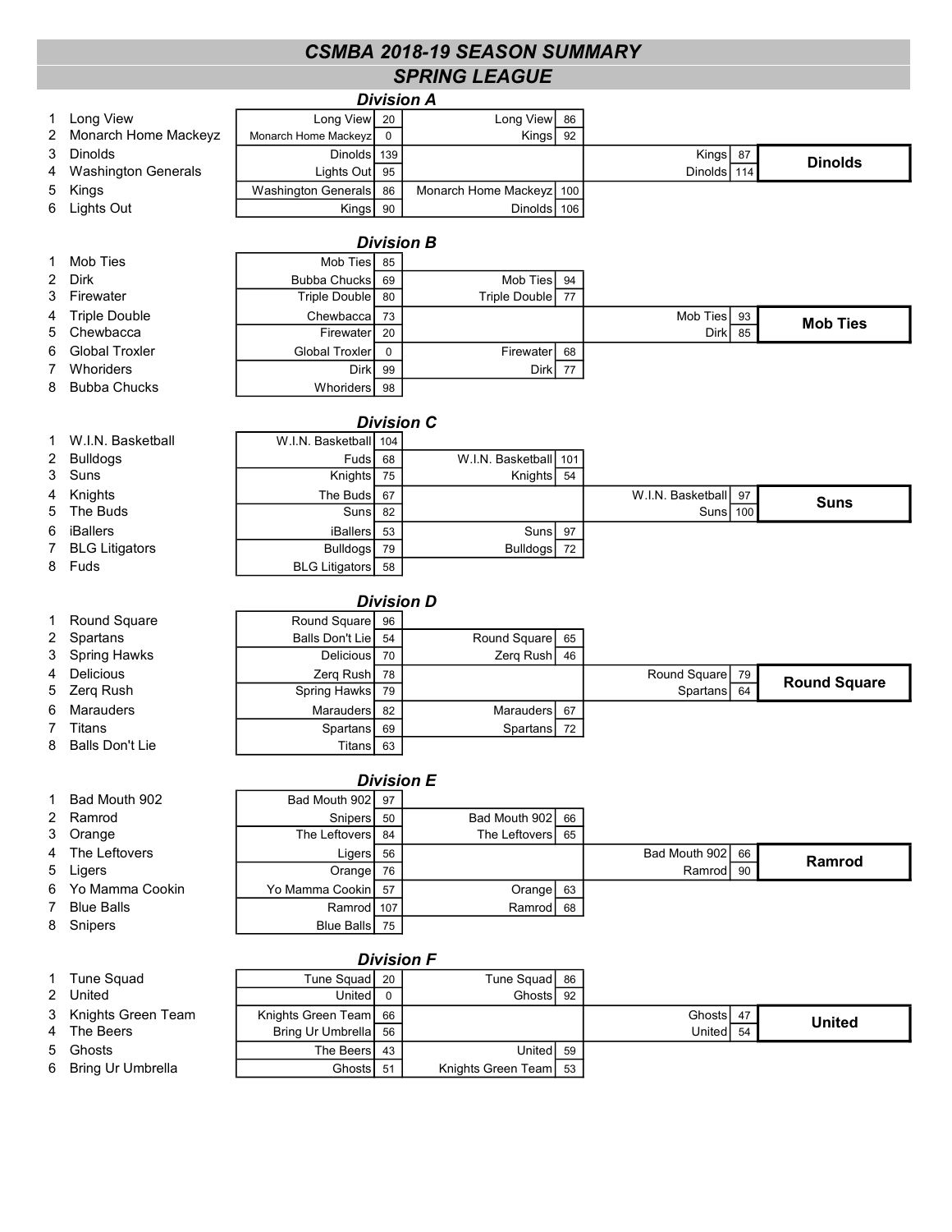# CSMBA 2018-19 SEASON SUMMARY

## SPRING LEAGUE

### Division A

1. Long View
2. Monarch Home Mackeyz
3. Dinolds
4. Washington Generals
5. Kings
6. Lights Out

| Round 1 | Score | Semifinal | Score | Final | Score | Champion |
|---|---|---|---|---|---|---|
| Long View | 20 | Long View | 86 | | | |
| Monarch Home Mackeyz | 0 | Kings | 92 | | | |
| Dinolds | 139 | | | Kings | 87 | **Dinolds** |
| Lights Out | 95 | | | Dinolds | 114 | |
| Washington Generals | 86 | Monarch Home Mackeyz | 100 | | | |
| Kings | 90 | Dinolds | 106 | | | |

### Division B

1. Mob Ties
2. Dirk
3. Firewater
4. Triple Double
5. Chewbacca
6. Global Troxler
7. Whoriders
8. Bubba Chucks

| Round 1 | Score | Semifinal | Score | Final | Score | Champion |
|---|---|---|---|---|---|---|
| Mob Ties | 85 | | | | | |
| Bubba Chucks | 69 | Mob Ties | 94 | | | |
| Triple Double | 80 | Triple Double | 77 | | | |
| Chewbacca | 73 | | | Mob Ties | 93 | **Mob Ties** |
| Firewater | 20 | | | Dirk | 85 | |
| Global Troxler | 0 | Firewater | 68 | | | |
| Dirk | 99 | Dirk | 77 | | | |
| Whoriders | 98 | | | | | |

### Division C

1. W.I.N. Basketball
2. Bulldogs
3. Suns
4. Knights
5. The Buds
6. iBallers
7. BLG Litigators
8. Fuds

| Round 1 | Score | Semifinal | Score | Final | Score | Champion |
|---|---|---|---|---|---|---|
| W.I.N. Basketball | 104 | | | | | |
| Fuds | 68 | W.I.N. Basketball | 101 | | | |
| Knights | 75 | Knights | 54 | | | |
| The Buds | 67 | | | W.I.N. Basketball | 97 | **Suns** |
| Suns | 82 | | | Suns | 100 | |
| iBallers | 53 | Suns | 97 | | | |
| Bulldogs | 79 | Bulldogs | 72 | | | |
| BLG Litigators | 58 | | | | | |

### Division D

1. Round Square
2. Spartans
3. Spring Hawks
4. Delicious
5. Zerq Rush
6. Marauders
7. Titans
8. Balls Don't Lie

| Round 1 | Score | Semifinal | Score | Final | Score | Champion |
|---|---|---|---|---|---|---|
| Round Square | 96 | | | | | |
| Balls Don't Lie | 54 | Round Square | 65 | | | |
| Delicious | 70 | Zerq Rush | 46 | | | |
| Zerq Rush | 78 | | | Round Square | 79 | **Round Square** |
| Spring Hawks | 79 | | | Spartans | 64 | |
| Marauders | 82 | Marauders | 67 | | | |
| Spartans | 69 | Spartans | 72 | | | |
| Titans | 63 | | | | | |

### Division E

1. Bad Mouth 902
2. Ramrod
3. Orange
4. The Leftovers
5. Ligers
6. Yo Mamma Cookin
7. Blue Balls
8. Snipers

| Round 1 | Score | Semifinal | Score | Final | Score | Champion |
|---|---|---|---|---|---|---|
| Bad Mouth 902 | 97 | | | | | |
| Snipers | 50 | Bad Mouth 902 | 66 | | | |
| The Leftovers | 84 | The Leftovers | 65 | | | |
| Ligers | 56 | | | Bad Mouth 902 | 66 | **Ramrod** |
| Orange | 76 | | | Ramrod | 90 | |
| Yo Mamma Cookin | 57 | Orange | 63 | | | |
| Ramrod | 107 | Ramrod | 68 | | | |
| Blue Balls | 75 | | | | | |

### Division F

1. Tune Squad
2. United
3. Knights Green Team
4. The Beers
5. Ghosts
6. Bring Ur Umbrella

| Round 1 | Score | Semifinal | Score | Final | Score | Champion |
|---|---|---|---|---|---|---|
| Tune Squad | 20 | Tune Squad | 86 | | | |
| United | 0 | Ghosts | 92 | | | |
| Knights Green Team | 66 | | | Ghosts | 47 | **United** |
| Bring Ur Umbrella | 56 | | | United | 54 | |
| The Beers | 43 | United | 59 | | | |
| Ghosts | 51 | Knights Green Team | 53 | | | |